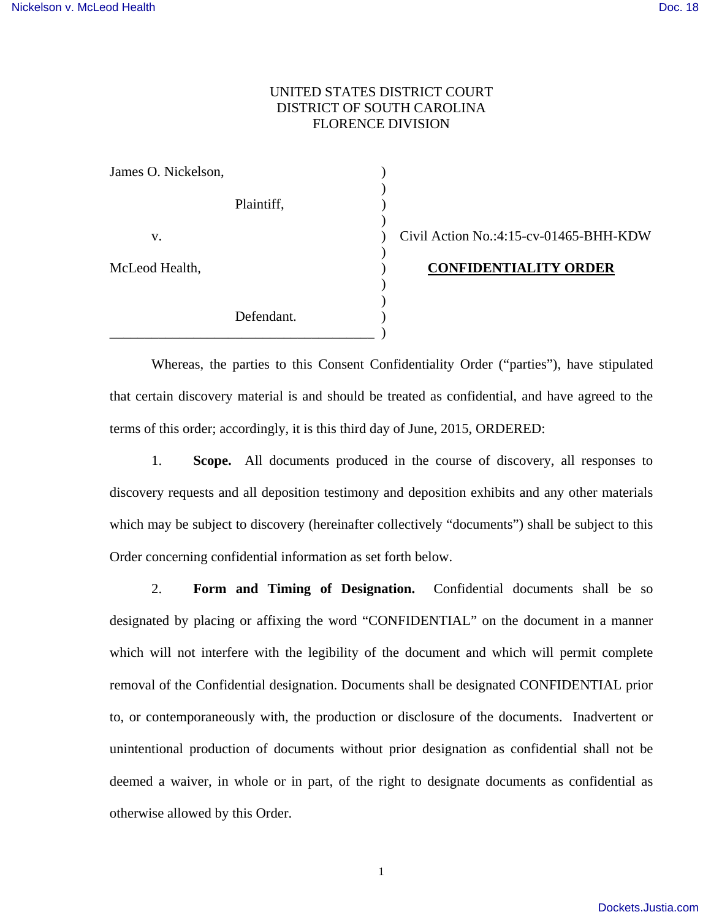UNITED STATES DISTRICT COURT
DISTRICT OF SOUTH CAROLINA
FLORENCE DIVISION

James O. Nickelson,

Plaintiff,

v.

McLeod Health,

Defendant.

Civil Action No.:4:15-cv-01465-BHH-KDW

**CONFIDENTIALITY ORDER**

Whereas, the parties to this Consent Confidentiality Order ("parties"), have stipulated that certain discovery material is and should be treated as confidential, and have agreed to the terms of this order; accordingly, it is this third day of June, 2015, ORDERED:

1. **Scope.** All documents produced in the course of discovery, all responses to discovery requests and all deposition testimony and deposition exhibits and any other materials which may be subject to discovery (hereinafter collectively "documents") shall be subject to this Order concerning confidential information as set forth below.

2. **Form and Timing of Designation.** Confidential documents shall be so designated by placing or affixing the word "CONFIDENTIAL" on the document in a manner which will not interfere with the legibility of the document and which will permit complete removal of the Confidential designation. Documents shall be designated CONFIDENTIAL prior to, or contemporaneously with, the production or disclosure of the documents. Inadvertent or unintentional production of documents without prior designation as confidential shall not be deemed a waiver, in whole or in part, of the right to designate documents as confidential as otherwise allowed by this Order.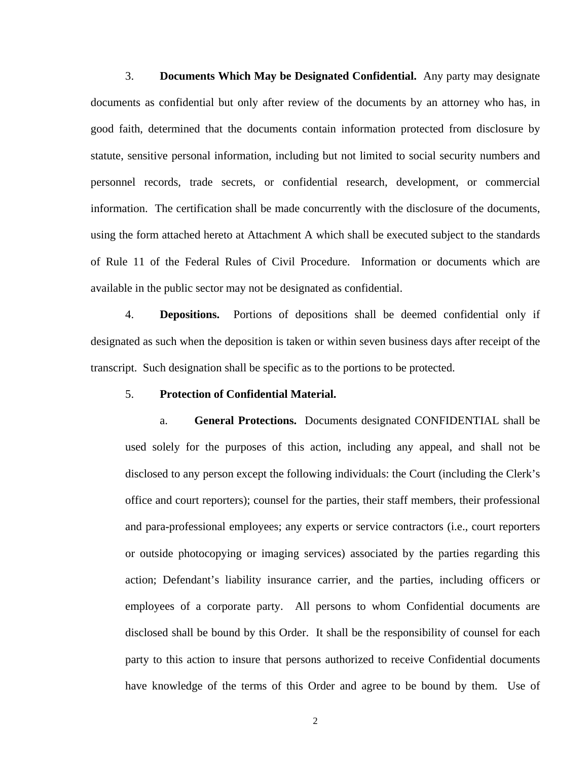3. **Documents Which May be Designated Confidential.** Any party may designate documents as confidential but only after review of the documents by an attorney who has, in good faith, determined that the documents contain information protected from disclosure by statute, sensitive personal information, including but not limited to social security numbers and personnel records, trade secrets, or confidential research, development, or commercial information. The certification shall be made concurrently with the disclosure of the documents, using the form attached hereto at Attachment A which shall be executed subject to the standards of Rule 11 of the Federal Rules of Civil Procedure. Information or documents which are available in the public sector may not be designated as confidential.

4. **Depositions.** Portions of depositions shall be deemed confidential only if designated as such when the deposition is taken or within seven business days after receipt of the transcript. Such designation shall be specific as to the portions to be protected.

5. **Protection of Confidential Material.**

a. **General Protections.** Documents designated CONFIDENTIAL shall be used solely for the purposes of this action, including any appeal, and shall not be disclosed to any person except the following individuals: the Court (including the Clerk's office and court reporters); counsel for the parties, their staff members, their professional and para-professional employees; any experts or service contractors (i.e., court reporters or outside photocopying or imaging services) associated by the parties regarding this action; Defendant's liability insurance carrier, and the parties, including officers or employees of a corporate party. All persons to whom Confidential documents are disclosed shall be bound by this Order. It shall be the responsibility of counsel for each party to this action to insure that persons authorized to receive Confidential documents have knowledge of the terms of this Order and agree to be bound by them. Use of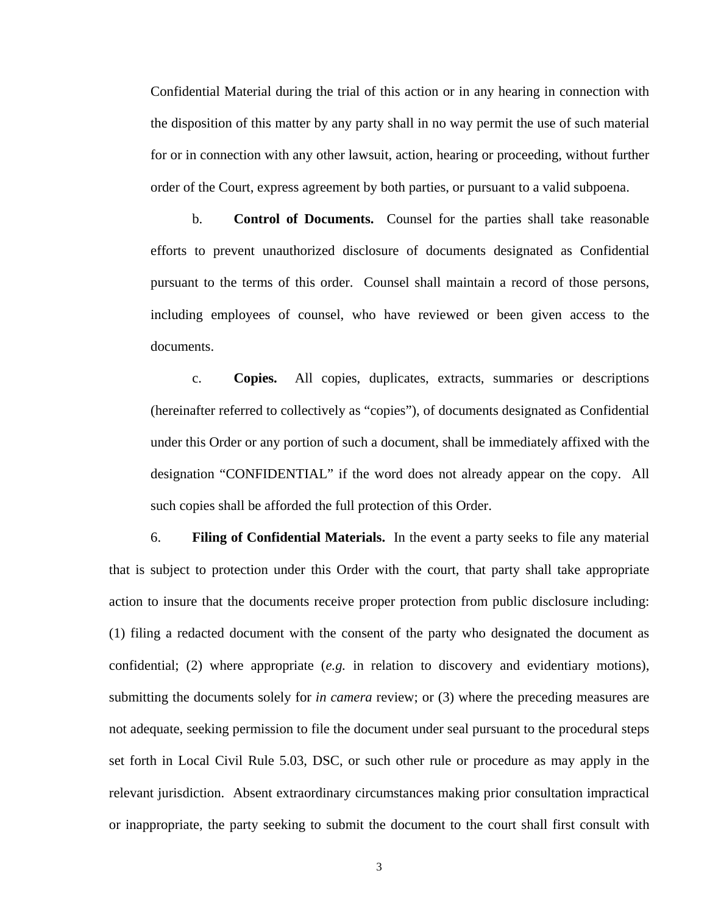Confidential Material during the trial of this action or in any hearing in connection with the disposition of this matter by any party shall in no way permit the use of such material for or in connection with any other lawsuit, action, hearing or proceeding, without further order of the Court, express agreement by both parties, or pursuant to a valid subpoena.

b. **Control of Documents.** Counsel for the parties shall take reasonable efforts to prevent unauthorized disclosure of documents designated as Confidential pursuant to the terms of this order. Counsel shall maintain a record of those persons, including employees of counsel, who have reviewed or been given access to the documents.

c. **Copies.** All copies, duplicates, extracts, summaries or descriptions (hereinafter referred to collectively as "copies"), of documents designated as Confidential under this Order or any portion of such a document, shall be immediately affixed with the designation "CONFIDENTIAL" if the word does not already appear on the copy. All such copies shall be afforded the full protection of this Order.

6. **Filing of Confidential Materials.** In the event a party seeks to file any material that is subject to protection under this Order with the court, that party shall take appropriate action to insure that the documents receive proper protection from public disclosure including: (1) filing a redacted document with the consent of the party who designated the document as confidential; (2) where appropriate (*e.g.* in relation to discovery and evidentiary motions), submitting the documents solely for *in camera* review; or (3) where the preceding measures are not adequate, seeking permission to file the document under seal pursuant to the procedural steps set forth in Local Civil Rule 5.03, DSC, or such other rule or procedure as may apply in the relevant jurisdiction. Absent extraordinary circumstances making prior consultation impractical or inappropriate, the party seeking to submit the document to the court shall first consult with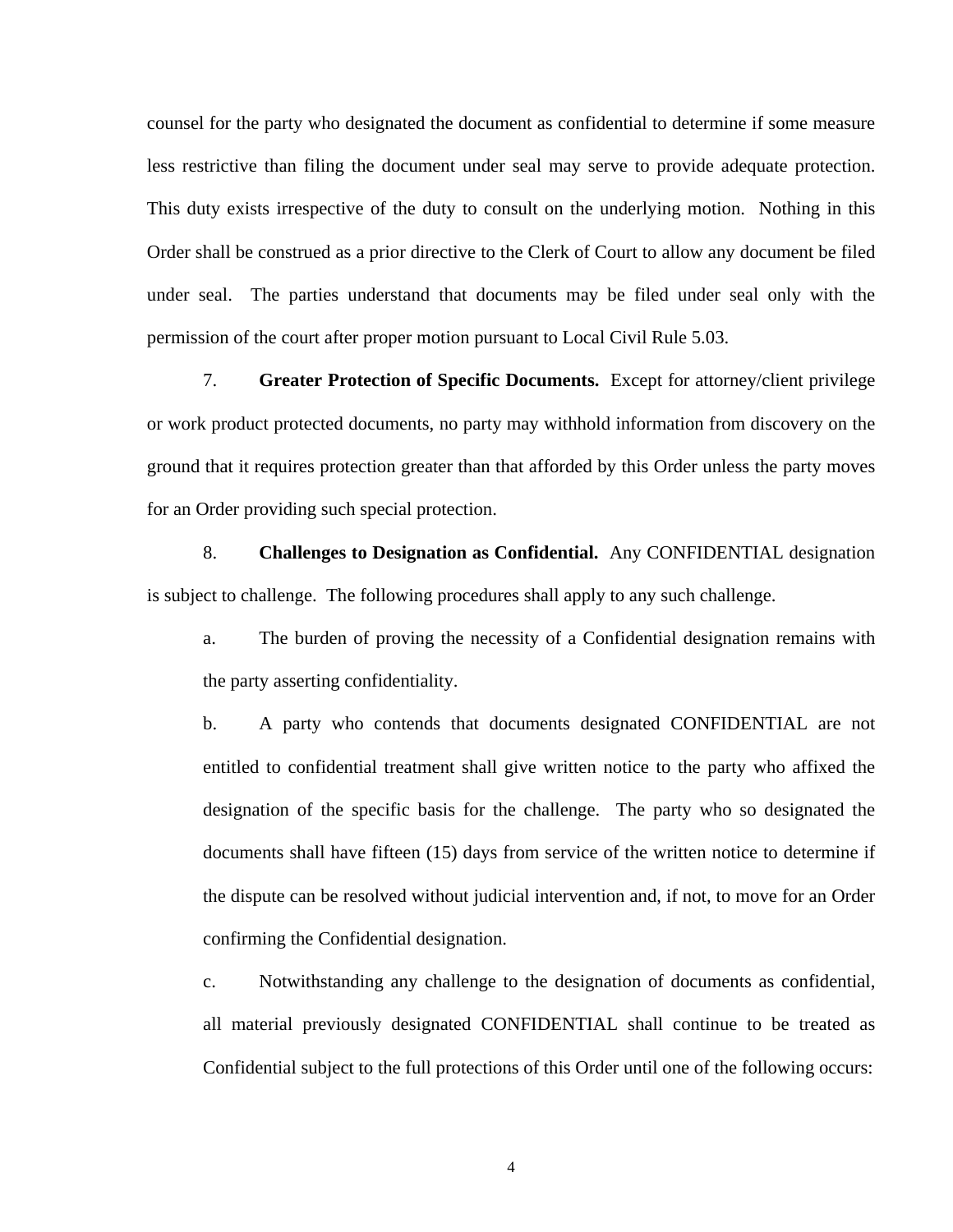counsel for the party who designated the document as confidential to determine if some measure less restrictive than filing the document under seal may serve to provide adequate protection. This duty exists irrespective of the duty to consult on the underlying motion. Nothing in this Order shall be construed as a prior directive to the Clerk of Court to allow any document be filed under seal. The parties understand that documents may be filed under seal only with the permission of the court after proper motion pursuant to Local Civil Rule 5.03.

7. **Greater Protection of Specific Documents.** Except for attorney/client privilege or work product protected documents, no party may withhold information from discovery on the ground that it requires protection greater than that afforded by this Order unless the party moves for an Order providing such special protection.

8. **Challenges to Designation as Confidential.** Any CONFIDENTIAL designation is subject to challenge. The following procedures shall apply to any such challenge.

a. The burden of proving the necessity of a Confidential designation remains with the party asserting confidentiality.

b. A party who contends that documents designated CONFIDENTIAL are not entitled to confidential treatment shall give written notice to the party who affixed the designation of the specific basis for the challenge. The party who so designated the documents shall have fifteen (15) days from service of the written notice to determine if the dispute can be resolved without judicial intervention and, if not, to move for an Order confirming the Confidential designation.

c. Notwithstanding any challenge to the designation of documents as confidential, all material previously designated CONFIDENTIAL shall continue to be treated as Confidential subject to the full protections of this Order until one of the following occurs: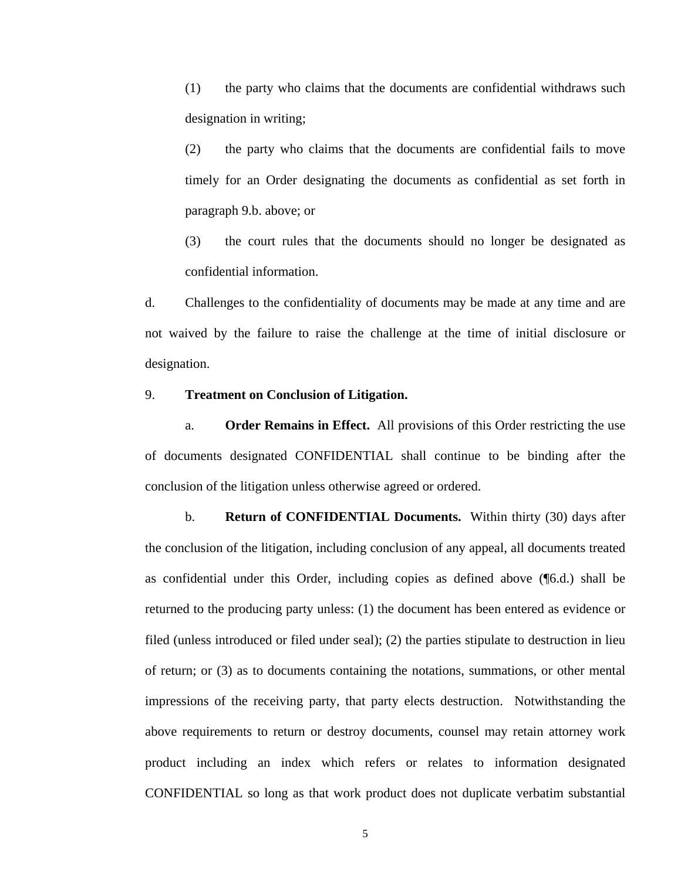(1) the party who claims that the documents are confidential withdraws such designation in writing;

(2) the party who claims that the documents are confidential fails to move timely for an Order designating the documents as confidential as set forth in paragraph 9.b. above; or

(3) the court rules that the documents should no longer be designated as confidential information.

d. Challenges to the confidentiality of documents may be made at any time and are not waived by the failure to raise the challenge at the time of initial disclosure or designation.

9. **Treatment on Conclusion of Litigation.**

a. **Order Remains in Effect.** All provisions of this Order restricting the use of documents designated CONFIDENTIAL shall continue to be binding after the conclusion of the litigation unless otherwise agreed or ordered.

b. **Return of CONFIDENTIAL Documents.** Within thirty (30) days after the conclusion of the litigation, including conclusion of any appeal, all documents treated as confidential under this Order, including copies as defined above (¶6.d.) shall be returned to the producing party unless: (1) the document has been entered as evidence or filed (unless introduced or filed under seal); (2) the parties stipulate to destruction in lieu of return; or (3) as to documents containing the notations, summations, or other mental impressions of the receiving party, that party elects destruction. Notwithstanding the above requirements to return or destroy documents, counsel may retain attorney work product including an index which refers or relates to information designated CONFIDENTIAL so long as that work product does not duplicate verbatim substantial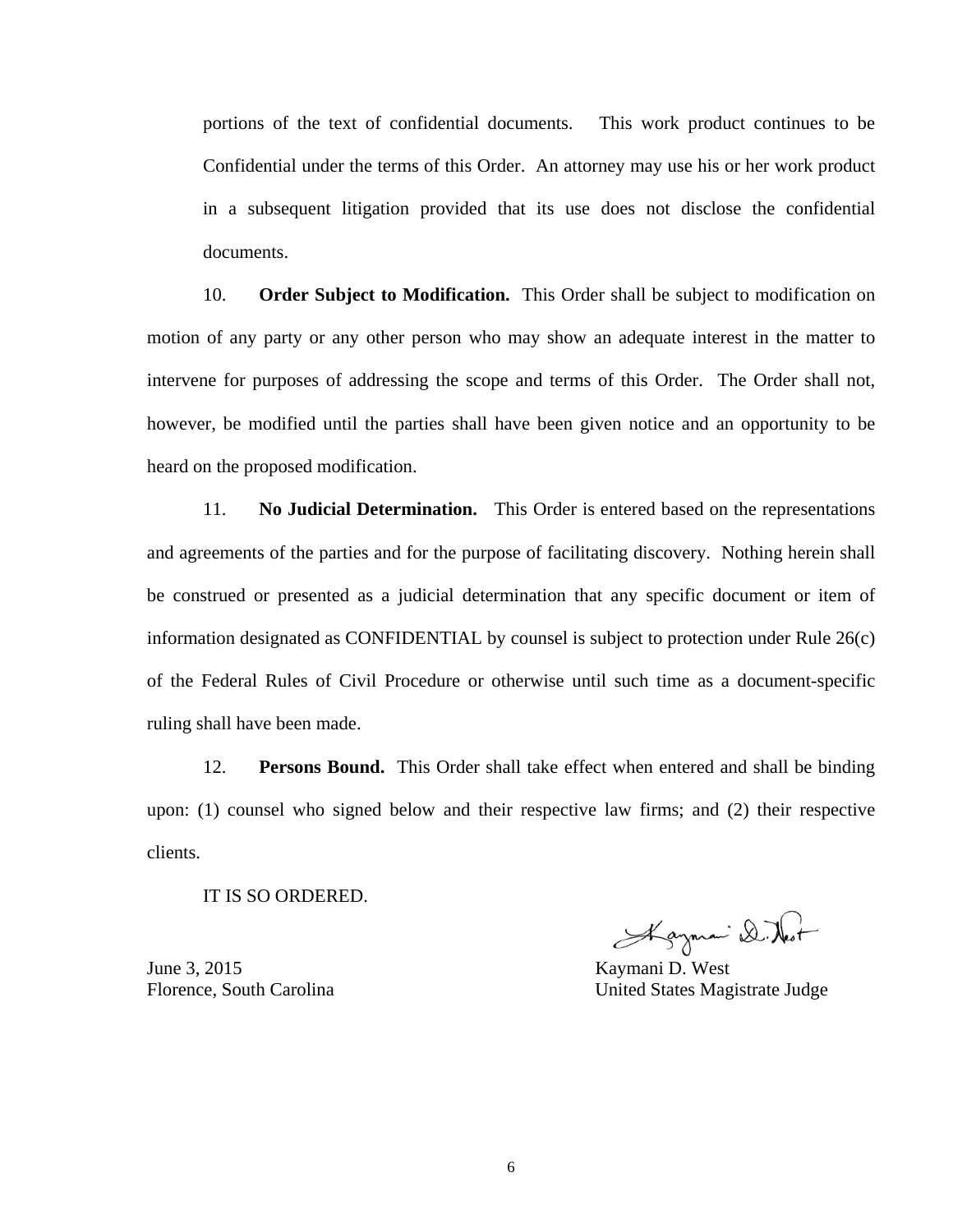portions of the text of confidential documents. This work product continues to be Confidential under the terms of this Order. An attorney may use his or her work product in a subsequent litigation provided that its use does not disclose the confidential documents.

10. **Order Subject to Modification.** This Order shall be subject to modification on motion of any party or any other person who may show an adequate interest in the matter to intervene for purposes of addressing the scope and terms of this Order. The Order shall not, however, be modified until the parties shall have been given notice and an opportunity to be heard on the proposed modification.

11. **No Judicial Determination.** This Order is entered based on the representations and agreements of the parties and for the purpose of facilitating discovery. Nothing herein shall be construed or presented as a judicial determination that any specific document or item of information designated as CONFIDENTIAL by counsel is subject to protection under Rule 26(c) of the Federal Rules of Civil Procedure or otherwise until such time as a document-specific ruling shall have been made.

12. **Persons Bound.** This Order shall take effect when entered and shall be binding upon: (1) counsel who signed below and their respective law firms; and (2) their respective clients.

IT IS SO ORDERED.

June 3, 2015
Florence, South Carolina

Kaymani D. West
United States Magistrate Judge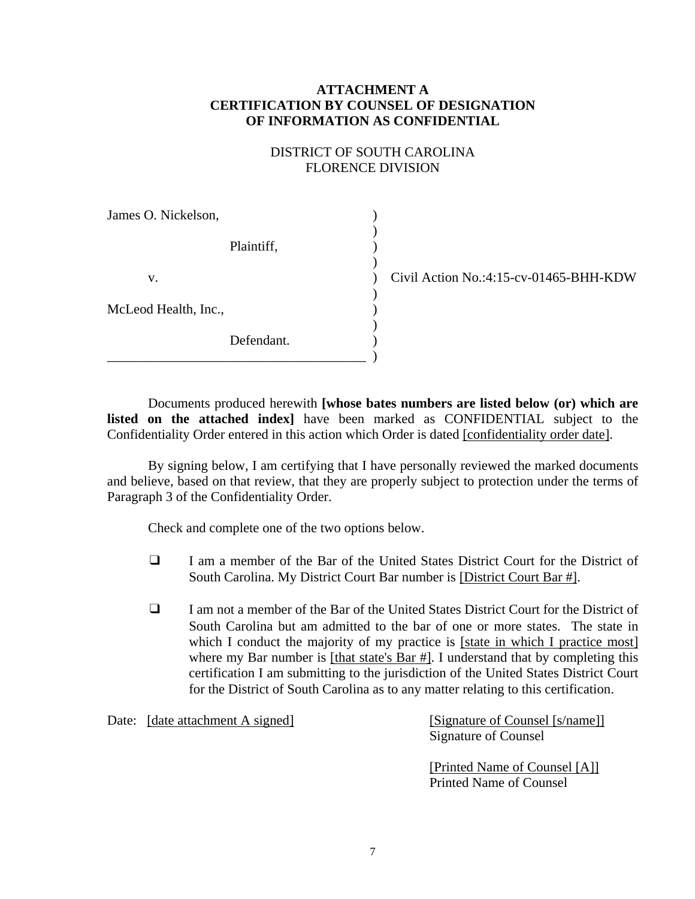**ATTACHMENT A**
**CERTIFICATION BY COUNSEL OF DESIGNATION OF INFORMATION AS CONFIDENTIAL**

DISTRICT OF SOUTH CAROLINA
FLORENCE DIVISION

| | | |
|---|---|---|
| James O. Nickelson, | ) | |
| | ) | |
| Plaintiff, | ) | |
| | ) | |
| v. | ) | Civil Action No.:4:15-cv-01465-BHH-KDW |
| | ) | |
| McLeod Health, Inc., | ) | |
| | ) | |
| Defendant. | ) | |
| ______________________________________ | ) | |

Documents produced herewith **[whose bates numbers are listed below (or) which are listed on the attached index]** have been marked as CONFIDENTIAL subject to the Confidentiality Order entered in this action which Order is dated [confidentiality order date].

By signing below, I am certifying that I have personally reviewed the marked documents and believe, based on that review, that they are properly subject to protection under the terms of Paragraph 3 of the Confidentiality Order.

Check and complete one of the two options below.

- ❑ I am a member of the Bar of the United States District Court for the District of South Carolina. My District Court Bar number is [District Court Bar #].

- ❑ I am not a member of the Bar of the United States District Court for the District of South Carolina but am admitted to the bar of one or more states. The state in which I conduct the majority of my practice is [state in which I practice most] where my Bar number is [that state's Bar #]. I understand that by completing this certification I am submitting to the jurisdiction of the United States District Court for the District of South Carolina as to any matter relating to this certification.

Date: [date attachment A signed]

[Signature of Counsel [s/name]]
Signature of Counsel

[Printed Name of Counsel [A]]
Printed Name of Counsel